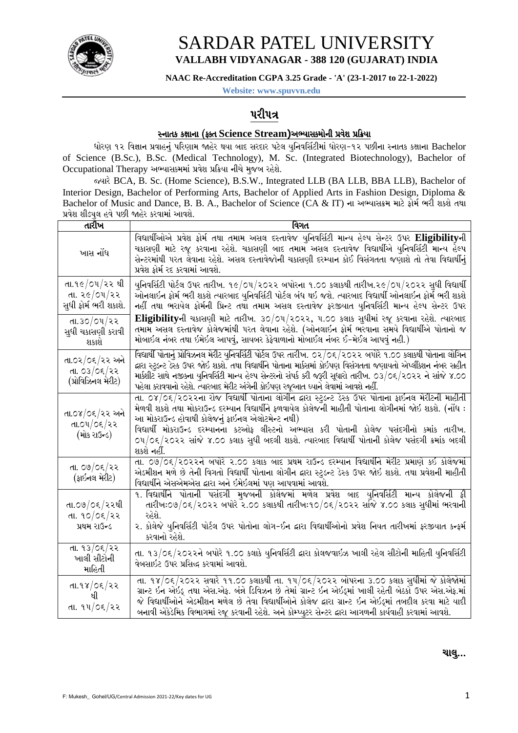# SARDAR PATEL UNIVERSITY

**VALLABH VIDYANAGAR - 388 120 (GUJARAT) INDIA**

**NAAC Re-Accreditation CGPA 3.25 Grade - 'A' (23-1-2017 to 22-1-2022)**

**Website: www.spuvvn.edu**

## પરીપત્ર

### સ્નાતક કક્ષાના (ફક્ત Science Stream)અભ્યાસક્રમોની પ્રવેશ પ્રક્રિયા

ધોરણ ૧૨ વિજ્ઞાન પ્રવાહનું પરિણામ જાહેર થયા બાદ સરદાર પટેલ યુનિવર્સિટીમાં ધોરણ-૧૨ પછીના સ્નાતક કક્ષાના Bachelor of Science (B.Sc.), B.Sc. (Medical Technology), M. Sc. (Integrated Biotechnology), Bachelor of Occupational Therapy અભ્યાસક્રમમાં પ્રવેશ પ્રક્રિયા નીચે મુજબ રહેશે.

જ્યારે BCA, B. Sc. (Home Science), B.S.W., Integrated LLB (BA LLB, BBA LLB), Bachelor of Interior Design, Bachelor of Performing Arts, Bachelor of Applied Arts in Fashion Design, Diploma & Bachelor of Music and Dance, B. B. A., Bachelor of Science (CA & IT) ના અભ્યાસક્રમ માટે ફોર્મ ભરી શકશે તથા પ્રવેશ શીડ્યુલ હવે પછી જાહેર કરવામાં આવશે.

| તારીખ | વિગત |
|---|---|
| ખાસ નોંધ | વિદ્યાર્થીઓએ પ્રવેશ ફોર્મ તથા તમામ અસલ દસ્તાવેજ યુનિવર્સિટી માન્ય હેલ્પ સેન્ટર ઉપર **Eligibility**ની ચકાસણી માટે રજૂ કરવાના રહેશે. ચકાસણી બાદ તમામ અસલ દસ્તાવેજ વિદ્યાર્થીએ યુનિવર્સિટી માન્ય હેલ્પ સેન્ટરમાંથી પરત લેવાના રહેશે. અસલ દસ્તાવેજોની ચકાસણી દરમ્યાન કોઈ વિસંગતતા જણાશે તો તેવા વિદ્યાર્થીનું પ્રવેશ ફોર્મ રદ કરવામાં આવશે. |
| તા.૧૯/૦૫/૨૨ થી તા. ૨૯/૦૫/૨૨ સુધી ફોર્મ ભરી શકાશે. તા.૩૦/૦૫/૨૨ સુધી ચકાસણી કરાવી શકાશે | યુનિવર્સિટી પોર્ટલ ઉપર તારીખ. ૧૯/૦૫/૨૦૨૨ બપોરના ૧.૦૦ કલાકથી તારીખ.૨૯/૦૫/૨૦૨૨ સુધી વિદ્યાર્થી ઓનલાઈન ફોર્મ ભરી શકશે ત્યારબાદ યુનિવર્સિટી પોર્ટલ બંધ થઈ જશે. ત્યારબાદ વિદ્યાર્થી ઓનલાઈન ફોર્મ ભરી શકશે નહીં તથા ભરાયેલ ફોર્મની પ્રિન્ટ તથા તમામ અસલ દસ્તાવેજ ફરજીયાત યુનિવર્સિટી માન્ય હેલ્પ સેન્ટર ઉપર **Eligibility**ની ચકાસણી માટે તારીખ. ૩૦/૦૫/૨૦૨૨, ૫.૦૦ કલાક સુધીમાં રજૂ કરવાના રહેશે. ત્યારબાદ તમામ અસલ દસ્તાવેજ કોલેજમાંથી પરત લેવાના રહેશે. (ઓનલાઈન ફોર્મ ભરવાના સમયે વિદ્યાર્થીએ પોતાનો જ મોબાઈલ નંબર તથા ઈમેઈલ આપવું, સાયબર કેફેવાળાનો મોબાઈલ નંબર ઈ-મેઈલ આપવું નહી.) |
| તા.૦૨/૦૬/૨૨ અને તા. ૦૩/૦૬/૨૨ (પ્રોવિઝિનલ મેરીટ) | વિદ્યાર્થી પોતાનું પ્રોવિઝનલ મેરીટ યુનિવર્સિટી પોર્ટલ ઉપર તારીખ. ૦૨/૦૬/૨૦૨૨ બપોરે ૧.૦૦ કલાકથી પોતાના લોગિન દ્વારા સ્ટુડન્ટ ડેસ્ક ઉપર જોઈ શકશે. તથા વિદ્યાર્થીને પોતાના માર્કસમાં કોઈપણ વિસંગતતા જણાયતો એપ્લીકેશન નંબર સહીત માર્કશીટ સાથે નજીકના યુનિવર્સિટી માન્ય હેલ્પ સેન્ટરનો સંપર્ક કરી જરૂરી સુધારો તારીખ. ૦૩/૦૬/૨૦૨૨ ને સાંજે ૪.૦૦ પહેલા કરાવવાનો રહેશે. ત્યારબાદ મેરીટ અંગેની કોઈપણ રજૂઆત ધ્યાને લેવામાં આવશે નહીં. |
| તા.૦૪/૦૬/૨૨ અને તા.૦૫/૦૬/૨૨ (મોક રાઉન્ડ) | તા. ૦૪/૦૬/૨૦૨૨ના રોજ વિદ્યાર્થી પોતાના લોગીન દ્વારા સ્ટુડન્ટ ડેસ્ક ઉપર પોતાના ફાઈનલ મેરીટની માહીતી મેળવી શકશે તથા મોકરાઉન્ડ દરમ્યાન વિદ્યાર્થીને ફાળવાયેલ કોલેજની માહીતી પોતાના લોગીનમાં જોઈ શકશે. (નોંધ : આ મોકરાઉન્ડ હોવાથી કોલેજનું ફાઈનલ એલોટમેન્ટ નથી)<br>વિદ્યાર્થી મોકરાઉન્ડ દરમ્યાનના કટઓફ લીસ્ટનો અભ્યાસ કરી પોતાની કોલેજ પસંદગીનો ક્રમાંક તારીખ. ૦૫/૦૬/૨૦૨૨ સાંજે ૪.૦૦ કલાક સુધી બદલી શકશે. ત્યારબાદ વિદ્યાર્થી પોતાની કોલેજ પસંદગી ક્રમાંક બદલી શકશે નહીં. |
| તા. ૦૭/૦૬/૨૨ (ફાઈનલ મેરીટ) | તા. ૦૭/૦૬/૨૦૨૨ને બપોરે ૨.૦૦ કલાક બાદ પ્રથમ રાઉન્ડ દરમ્યાન વિદ્યાર્થીને મેરીટ પ્રમાણે કઈ કોલેજમાં એડમીશન મળે છે તેની વિગતો વિદ્યાર્થી પોતાના લોગીન દ્વારા સ્ટુડન્ટ ડેસ્ક ઉપર જોઈ શકશે. તથા પ્રવેશની માહીતી વિદ્યાર્થીને એસએમએસ દ્વારા અને ઈમેઈલમાં પણ આપવામાં આવશે. |
| તા.૦૭/૦૬/૨૨થી તા. ૧૦/૦૬/૨૨ પ્રથમ રાઉન્ડ | ૧. વિદ્યાર્થીને પોતાની પસંદગી મુજબની કોલેજમાં મળેલ પ્રવેશ બાદ યુનિવર્સિટી માન્ય કોલેજની ફી તારીખઃ૦૭/૦૬/૨૦૨૨ બપોરે ૨.૦૦ કલાકથી તારીખઃ૧૦/૦૬/૨૦૨૨ સાંજે ૪.૦૦ કલાક સુધીમાં ભરવાની રહેશે.<br>૨. કોલેજે યુનિવર્સિટી પોર્ટલ ઉપર પોતાના લોગ-ઈન દ્વારા વિદ્યાર્થીઓનો પ્રવેશ નિયત તારીખમાં ફરજીયાત કન્ફર્મ કરવાનો રહેશે. |
| તા. ૧૩/૦૬/૨૨ ખાલી સીટોની માહિતી | તા. ૧૩/૦૬/૨૦૨૨ને બપોરે ૧.૦૦ કલાકે યુનિવર્સિટી દ્વારા કોલેજવાઈઝ ખાલી રહેલ સીટોની માહિતી યુનિવર્સિટી વેબસાઈટ ઉપર પ્રસિદ્ધ કરવામાં આવશે. |
| તા.૧૪/૦૬/૨૨ થી તા. ૧૫/૦૬/૨૨ | તા. ૧૪/૦૬/૨૦૨૨ સવારે ૧૧.૦૦ કલાકથી તા. ૧૫/૦૬/૨૦૨૨ બોપરના ૩.૦૦ કલાક સુધીમાં જે કોલેજોમાં ગ્રાન્ટ ઈન એઈડ તથા એસ.એફ. બંન્ને ડિવિઝન છે તેમાં ગ્રાન્ટ ઈન એઈડમાં ખાલી રહેલી બેઠકો ઉપર એસ.એફ.માં જે વિદ્યાર્થીઓને એડમીશન મળેલ છે તેવા વિદ્યાર્થીઓને કોલેજ દ્વારા ગ્રાન્ટ ઈન એઈડમાં તબદીલ કરવા માટે યાદી બનાવી એકેડેમિક વિભાગમાં રજૂ કરવાની રહેશે. અને કોમ્પ્યુટર સેન્ટર દ્વારા આગળની કાર્યવાહી કરવામાં આવશે. |

**ચાલુ...**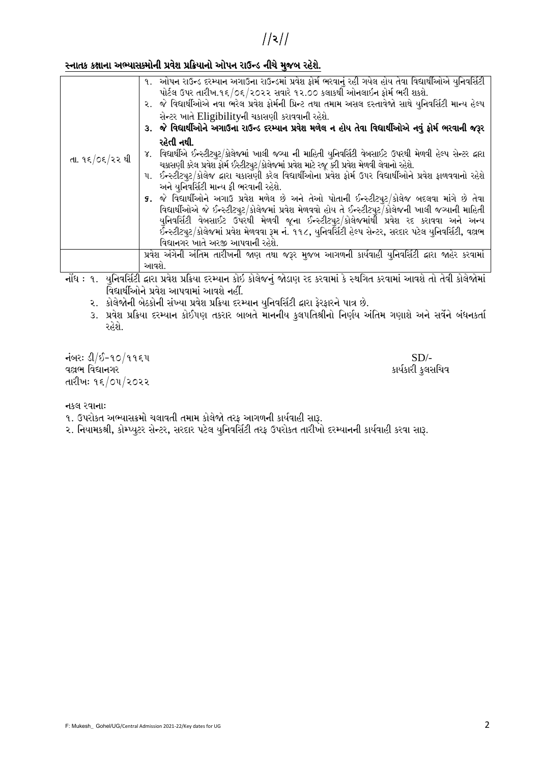## સ્નાતક કક્ષાના અભ્યાસક્રમોની પ્રવેશ પ્રક્રિયાનો ઓપન રાઉન્ડ નીચે મુજબ રહેશે.

| | |
|---|---|
| તા. ૧૬/૦૬/૨૨ થી | ૧. ઓપન રાઉન્ડ દરમ્યાન અગાઉના રાઉન્ડમાં પ્રવેશ ફોર્મ ભરવાનું રહી ગયેલ હોય તેવા વિદ્યાર્થીઓએ યુનિવર્સિટી પોર્ટલ ઉપર તારીખ.૧૬/૦૬/૨૦૨૨ સવારે ૧૨.૦૦ કલાકથી ઓનલાઈન ફોર્મ ભરી શકશે.<br>૨. જે વિદ્યાર્થીઓએ નવા ભરેલ પ્રવેશ ફોર્મની પ્રિન્ટ તથા તમામ અસલ દસ્તાવેજો સાથે યુનિવર્સિટી માન્ય હેલ્પ સેન્ટર ખાતે Eligibilityની ચકાસણી કરાવવાની રહેશે.<br>**૩. જે વિદ્યાર્થીઓને અગાઉના રાઉન્ડ દરમ્યાન પ્રવેશ મળેલ ન હોય તેવા વિદ્યાર્થીઓએ નવું ફોર્મ ભરવાની જરૂર રહેતી નથી.**<br>૪. વિદ્યાર્થીએ ઈન્સ્ટીટ્યુટ/કોલેજમાં ખાલી જગ્યા ની માહિતી યુનિવર્સિટી વેબસાઈટ ઉપરથી મેળવી હેલ્પ સેન્ટર દ્વારા ચકાસણી કરેલ પ્રવેશ ફોર્મ ઈસ્ટીટ્યુટ/કોલેજમાં પ્રવેશ માટે રજૂ કરી પ્રવેશ મેળવી લેવાનો રહેશે.<br>૫. ઈન્સ્ટીટ્યુટ/કોલેજ દ્વારા ચકાસણી કરેલ વિદ્યાર્થીઓના પ્રવેશ ફોર્મ ઉપર વિદ્યાર્થીઓને પ્રવેશ ફાળવવાનો રહેશે અને યુનિવર્સિટી માન્ય ફી ભરવાની રહેશે.<br>**૬.** જે વિદ્યાર્થીઓને અગાઉ પ્રવેશ મળેલ છે અને તેઓ પોતાની ઈન્સ્ટીટ્યુટ/કોલેજ બદલવા માંગે છે તેવા વિદ્યાર્થીઓએ જે ઈન્સ્ટીટ્યુટ/કોલેજમાં પ્રવેશ મેળવવો હોય તે ઈન્સ્ટીટ્યુટ/કોલેજની ખાલી જગ્યાની માહિતી યુનિવર્સિટી વેબસાઈટ ઉપરથી મેળવી જૂના ઈન્સ્ટીટ્યુટ/કોલેજમાંથી પ્રવેશ રદ કરાવવા અને અન્ય ઈન્સ્ટીટ્યુટ/કોલેજમાં પ્રવેશ મેળવવા રૂમ નં. ૧૧૮, યુનિવર્સિટી હેલ્પ સેન્ટર, સરદાર પટેલ યુનિવર્સિટી, વલ્લભ વિદ્યાનગર ખાતે અરજી આપવાની રહેશે. |
| | પ્રવેશ અંગેની અંતિમ તારીખની જાણ તથા જરૂર મુજબ આગળની કાર્યવાહી યુનિવર્સિટી દ્વારા જાહેર કરવામાં આવશે. |

નોંધ : ૧. યુનિવર્સિટી દ્વારા પ્રવેશ પ્રક્રિયા દરમ્યાન કોઇ કોલેજનું જોડાણ રદ કરવામાં કે સ્થગિત કરવામાં આવશે તો તેવી કોલેજોમાં વિદ્યાર્થીઓને પ્રવેશ આપવામાં આવશે નહીં.

૨. કોલેજોની બેઠકોની સંખ્યા પ્રવેશ પ્રક્રિયા દરમ્યાન યુનિવર્સિટી દ્વારા ફેરફારને પાત્ર છે.

૩. પ્રવેશ પ્રક્રિયા દરમ્યાન કોઈપણ તકરાર બાબતે માનનીય કુલપતિશ્રીનો નિર્ણય અંતિમ ગણાશે અને સર્વેને બંધનકર્તા રહેશે.

નંબરઃ ડી/ઈ-૧૦/૧૧૬૫
વલ્લભ વિદ્યાનગર
તારીખઃ ૧૬/૦૫/૨૦૨૨

SD/-
કાર્યકારી કુલસચિવ

નકલ રવાનાઃ

૧. ઉપરોક્ત અભ્યાસક્રમો ચલાવતી તમામ કોલેજો તરફ આગળની કાર્યવાહી સારૂ.

૨. નિયામકશ્રી, કોમ્પ્યુટર સેન્ટર, સરદાર પટેલ યુનિવર્સિટી તરફ ઉપરોક્ત તારીખો દરમ્યાનની કાર્યવાહી કરવા સારૂ.